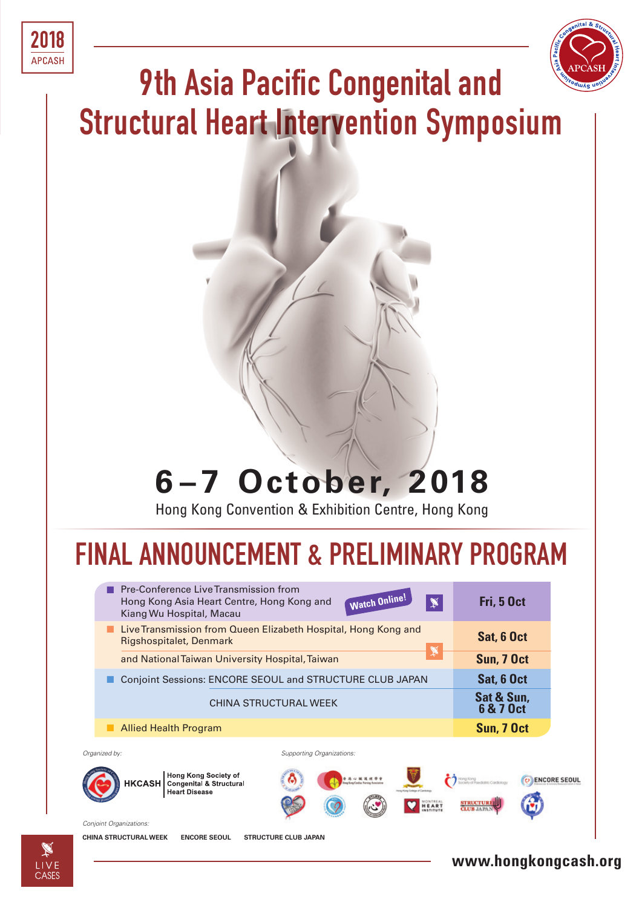2018
APCASH

# 9th Asia Pacific Congenital and Structural Heart Intervention Symposium

## 6 – 7 October, 2018

Hong Kong Convention & Exhibition Centre, Hong Kong

## FINAL ANNOUNCEMENT & PRELIMINARY PROGRAM

| Program | Date |
|---|---|
| Pre-Conference Live Transmission from Hong Kong Asia Heart Centre, Hong Kong and Kiang Wu Hospital, Macau (Watch Online!) | Fri, 5 Oct |
| Live Transmission from Queen Elizabeth Hospital, Hong Kong and Rigshospitalet, Denmark | Sat, 6 Oct |
| and National Taiwan University Hospital, Taiwan | Sun, 7 Oct |
| Conjoint Sessions: ENCORE SEOUL and STRUCTURE CLUB JAPAN | Sat, 6 Oct |
| CHINA STRUCTURAL WEEK | Sat & Sun, 6 & 7 Oct |
| Allied Health Program | Sun, 7 Oct |

*Organized by:*

HKCASH | Hong Kong Society of Congenital & Structural Heart Disease

*Supporting Organizations:*

Hong Kong Society of Paediatric Cardiology, Montreal Heart Institute, Structure Club Japan, Encore Seoul

*Conjoint Organizations:*

CHINA STRUCTURAL WEEK    ENCORE SEOUL    STRUCTURE CLUB JAPAN

LIVE CASES

www.hongkongcash.org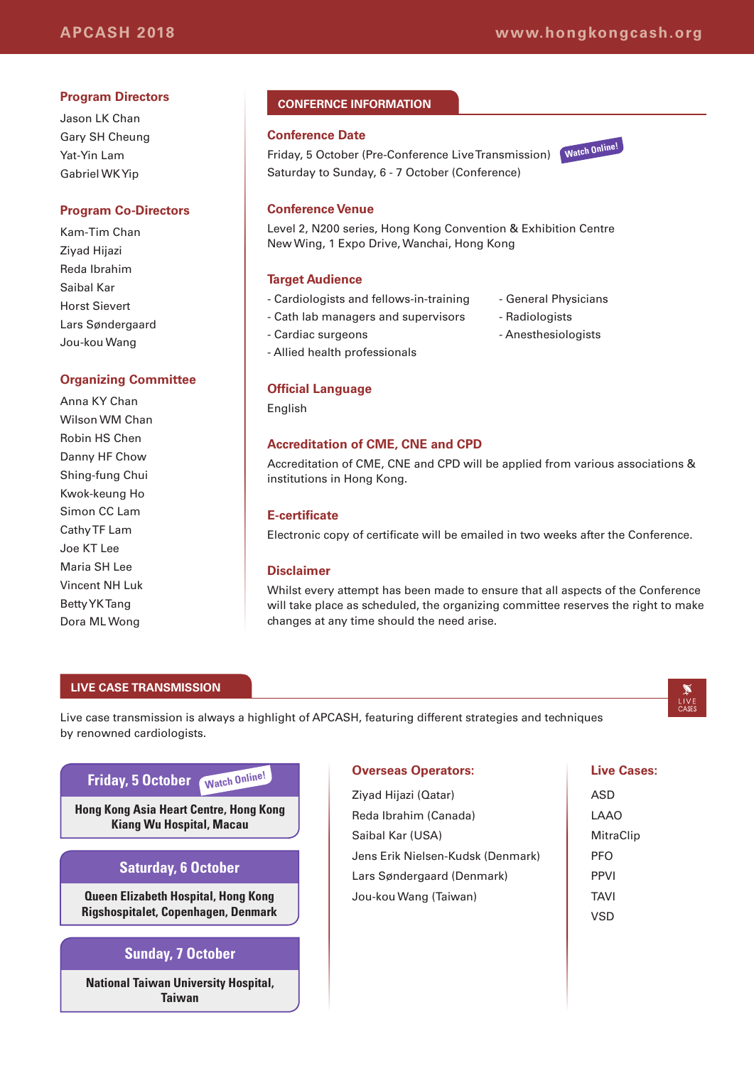## Program Directors

Jason LK Chan
Gary SH Cheung
Yat-Yin Lam
Gabriel WK Yip

## Program Co-Directors

Kam-Tim Chan
Ziyad Hijazi
Reda Ibrahim
Saibal Kar
Horst Sievert
Lars Søndergaard
Jou-kou Wang

## Organizing Committee

Anna KY Chan
Wilson WM Chan
Robin HS Chen
Danny HF Chow
Shing-fung Chui
Kwok-keung Ho
Simon CC Lam
Cathy TF Lam
Joe KT Lee
Maria SH Lee
Vincent NH Luk
Betty YK Tang
Dora ML Wong

## CONFERNCE INFORMATION

### Conference Date

Friday, 5 October (Pre-Conference Live Transmission) Watch Online!
Saturday to Sunday, 6 - 7 October (Conference)

### Conference Venue

Level 2, N200 series, Hong Kong Convention & Exhibition Centre
New Wing, 1 Expo Drive, Wanchai, Hong Kong

### Target Audience

- Cardiologists and fellows-in-training
- Cath lab managers and supervisors
- Cardiac surgeons
- Allied health professionals
- General Physicians
- Radiologists
- Anesthesiologists

### Official Language

English

### Accreditation of CME, CNE and CPD

Accreditation of CME, CNE and CPD will be applied from various associations & institutions in Hong Kong.

### E-certificate

Electronic copy of certificate will be emailed in two weeks after the Conference.

### Disclaimer

Whilst every attempt has been made to ensure that all aspects of the Conference will take place as scheduled, the organizing committee reserves the right to make changes at any time should the need arise.

## LIVE CASE TRANSMISSION

LIVE CASES

Live case transmission is always a highlight of APCASH, featuring different strategies and techniques by renowned cardiologists.

**Friday, 5 October** Watch Online!
**Hong Kong Asia Heart Centre, Hong Kong**
**Kiang Wu Hospital, Macau**

**Saturday, 6 October**
**Queen Elizabeth Hospital, Hong Kong**
**Rigshospitalet, Copenhagen, Denmark**

**Sunday, 7 October**
**National Taiwan University Hospital, Taiwan**

### Overseas Operators:

Ziyad Hijazi (Qatar)
Reda Ibrahim (Canada)
Saibal Kar (USA)
Jens Erik Nielsen-Kudsk (Denmark)
Lars Søndergaard (Denmark)
Jou-kou Wang (Taiwan)

### Live Cases:

ASD
LAAO
MitraClip
PFO
PPVI
TAVI
VSD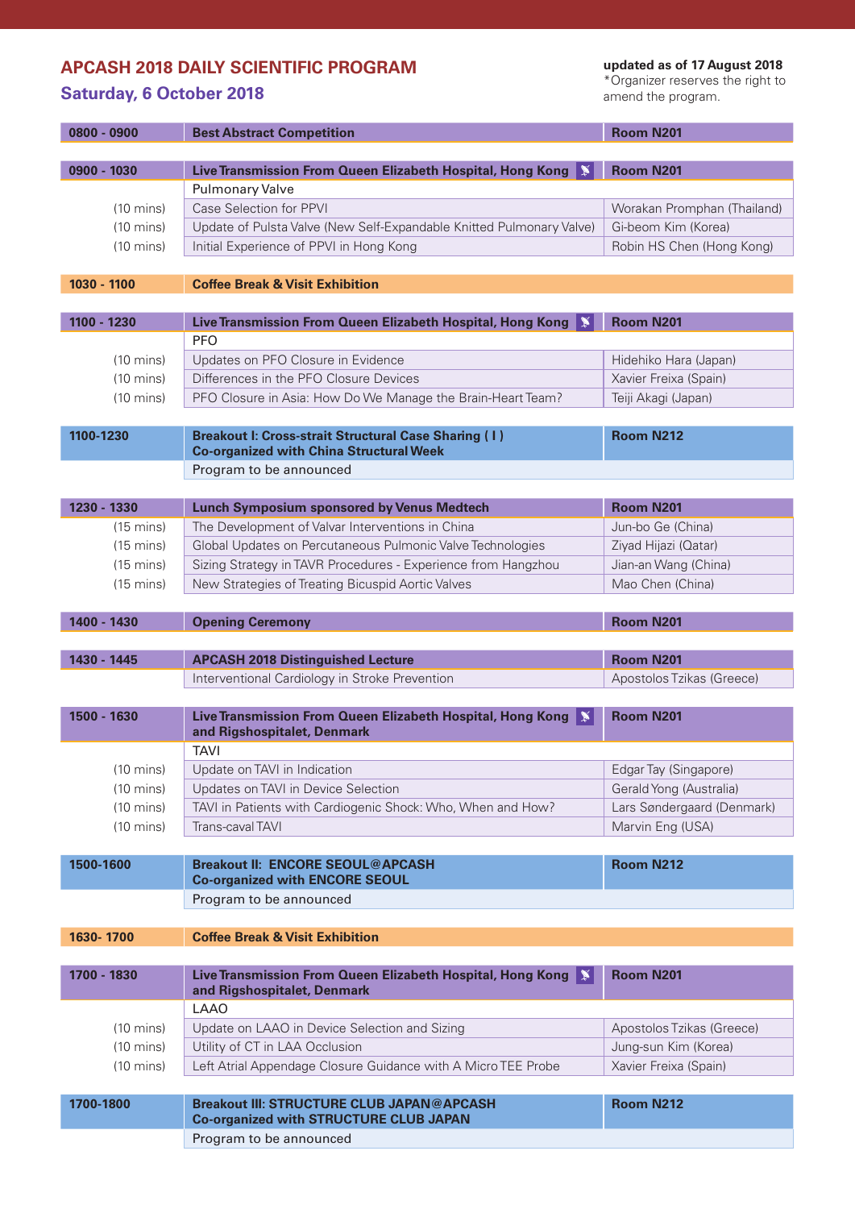# APCASH 2018 DAILY SCIENTIFIC PROGRAM

## Saturday, 6 October 2018

**updated as of 17 August 2018**
*Organizer reserves the right to amend the program.

| **0800 - 0900** | **Best Abstract Competition** | **Room N201** |
|---|---|---|

| **0900 - 1030** | **Live Transmission From Queen Elizabeth Hospital, Hong Kong** | **Room N201** |
|---|---|---|
| | Pulmonary Valve | |
| (10 mins) | Case Selection for PPVI | Worakan Promphan (Thailand) |
| (10 mins) | Update of Pulsta Valve (New Self-Expandable Knitted Pulmonary Valve) | Gi-beom Kim (Korea) |
| (10 mins) | Initial Experience of PPVI in Hong Kong | Robin HS Chen (Hong Kong) |

| **1030 - 1100** | **Coffee Break & Visit Exhibition** |
|---|---|

| **1100 - 1230** | **Live Transmission From Queen Elizabeth Hospital, Hong Kong** | **Room N201** |
|---|---|---|
| | PFO | |
| (10 mins) | Updates on PFO Closure in Evidence | Hidehiko Hara (Japan) |
| (10 mins) | Differences in the PFO Closure Devices | Xavier Freixa (Spain) |
| (10 mins) | PFO Closure in Asia: How Do We Manage the Brain-Heart Team? | Teiji Akagi (Japan) |

| **1100-1230** | **Breakout I: Cross-strait Structural Case Sharing ( I ) Co-organized with China Structural Week** | **Room N212** |
|---|---|---|
| | Program to be announced | |

| **1230 - 1330** | **Lunch Symposium sponsored by Venus Medtech** | **Room N201** |
|---|---|---|
| (15 mins) | The Development of Valvar Interventions in China | Jun-bo Ge (China) |
| (15 mins) | Global Updates on Percutaneous Pulmonic Valve Technologies | Ziyad Hijazi (Qatar) |
| (15 mins) | Sizing Strategy in TAVR Procedures - Experience from Hangzhou | Jian-an Wang (China) |
| (15 mins) | New Strategies of Treating Bicuspid Aortic Valves | Mao Chen (China) |

| **1400 - 1430** | **Opening Ceremony** | **Room N201** |
|---|---|---|

| **1430 - 1445** | **APCASH 2018 Distinguished Lecture** | **Room N201** |
|---|---|---|
| | Interventional Cardiology in Stroke Prevention | Apostolos Tzikas (Greece) |

| **1500 - 1630** | **Live Transmission From Queen Elizabeth Hospital, Hong Kong and Rigshospitalet, Denmark** | **Room N201** |
|---|---|---|
| | TAVI | |
| (10 mins) | Update on TAVI in Indication | Edgar Tay (Singapore) |
| (10 mins) | Updates on TAVI in Device Selection | Gerald Yong (Australia) |
| (10 mins) | TAVI in Patients with Cardiogenic Shock: Who, When and How? | Lars Søndergaard (Denmark) |
| (10 mins) | Trans-caval TAVI | Marvin Eng (USA) |

| **1500-1600** | **Breakout II: ENCORE SEOUL@APCASH Co-organized with ENCORE SEOUL** | **Room N212** |
|---|---|---|
| | Program to be announced | |

| **1630- 1700** | **Coffee Break & Visit Exhibition** |
|---|---|

| **1700 - 1830** | **Live Transmission From Queen Elizabeth Hospital, Hong Kong and Rigshospitalet, Denmark** | **Room N201** |
|---|---|---|
| | LAAO | |
| (10 mins) | Update on LAAO in Device Selection and Sizing | Apostolos Tzikas (Greece) |
| (10 mins) | Utility of CT in LAA Occlusion | Jung-sun Kim (Korea) |
| (10 mins) | Left Atrial Appendage Closure Guidance with A Micro TEE Probe | Xavier Freixa (Spain) |

| **1700-1800** | **Breakout III: STRUCTURE CLUB JAPAN@APCASH Co-organized with STRUCTURE CLUB JAPAN** | **Room N212** |
|---|---|---|
| | Program to be announced | |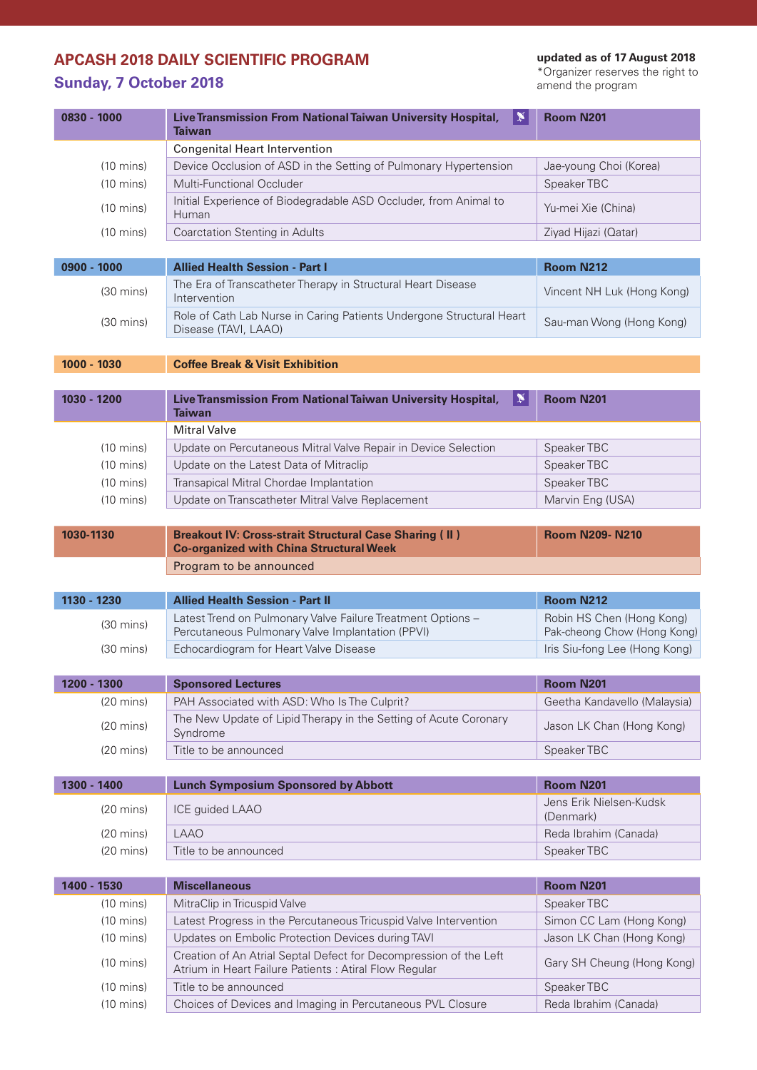# APCASH 2018 DAILY SCIENTIFIC PROGRAM

## Sunday, 7 October 2018

**updated as of 17 August 2018**
*Organizer reserves the right to amend the program

| 0830 - 1000 | Live Transmission From National Taiwan University Hospital, Taiwan | Room N201 |
|---|---|---|
| | Congenital Heart Intervention | |
| (10 mins) | Device Occlusion of ASD in the Setting of Pulmonary Hypertension | Jae-young Choi (Korea) |
| (10 mins) | Multi-Functional Occluder | Speaker TBC |
| (10 mins) | Initial Experience of Biodegradable ASD Occluder, from Animal to Human | Yu-mei Xie (China) |
| (10 mins) | Coarctation Stenting in Adults | Ziyad Hijazi (Qatar) |

| 0900 - 1000 | Allied Health Session - Part I | Room N212 |
|---|---|---|
| (30 mins) | The Era of Transcatheter Therapy in Structural Heart Disease Intervention | Vincent NH Luk (Hong Kong) |
| (30 mins) | Role of Cath Lab Nurse in Caring Patients Undergone Structural Heart Disease (TAVI, LAAO) | Sau-man Wong (Hong Kong) |

| 1000 - 1030 | Coffee Break & Visit Exhibition |
|---|---|

| 1030 - 1200 | Live Transmission From National Taiwan University Hospital, Taiwan | Room N201 |
|---|---|---|
| | Mitral Valve | |
| (10 mins) | Update on Percutaneous Mitral Valve Repair in Device Selection | Speaker TBC |
| (10 mins) | Update on the Latest Data of Mitraclip | Speaker TBC |
| (10 mins) | Transapical Mitral Chordae Implantation | Speaker TBC |
| (10 mins) | Update on Transcatheter Mitral Valve Replacement | Marvin Eng (USA) |

| 1030-1130 | Breakout IV: Cross-strait Structural Case Sharing ( II ) Co-organized with China Structural Week | Room N209- N210 |
|---|---|---|
| | Program to be announced | |

| 1130 - 1230 | Allied Health Session - Part II | Room N212 |
|---|---|---|
| (30 mins) | Latest Trend on Pulmonary Valve Failure Treatment Options – Percutaneous Pulmonary Valve Implantation (PPVI) | Robin HS Chen (Hong Kong) Pak-cheong Chow (Hong Kong) |
| (30 mins) | Echocardiogram for Heart Valve Disease | Iris Siu-fong Lee (Hong Kong) |

| 1200 - 1300 | Sponsored Lectures | Room N201 |
|---|---|---|
| (20 mins) | PAH Associated with ASD: Who Is The Culprit? | Geetha Kandavello (Malaysia) |
| (20 mins) | The New Update of Lipid Therapy in the Setting of Acute Coronary Syndrome | Jason LK Chan (Hong Kong) |
| (20 mins) | Title to be announced | Speaker TBC |

| 1300 - 1400 | Lunch Symposium Sponsored by Abbott | Room N201 |
|---|---|---|
| (20 mins) | ICE guided LAAO | Jens Erik Nielsen-Kudsk (Denmark) |
| (20 mins) | LAAO | Reda Ibrahim (Canada) |
| (20 mins) | Title to be announced | Speaker TBC |

| 1400 - 1530 | Miscellaneous | Room N201 |
|---|---|---|
| (10 mins) | MitraClip in Tricuspid Valve | Speaker TBC |
| (10 mins) | Latest Progress in the Percutaneous Tricuspid Valve Intervention | Simon CC Lam (Hong Kong) |
| (10 mins) | Updates on Embolic Protection Devices during TAVI | Jason LK Chan (Hong Kong) |
| (10 mins) | Creation of An Atrial Septal Defect for Decompression of the Left Atrium in Heart Failure Patients : Atiral Flow Regular | Gary SH Cheung (Hong Kong) |
| (10 mins) | Title to be announced | Speaker TBC |
| (10 mins) | Choices of Devices and Imaging in Percutaneous PVL Closure | Reda Ibrahim (Canada) |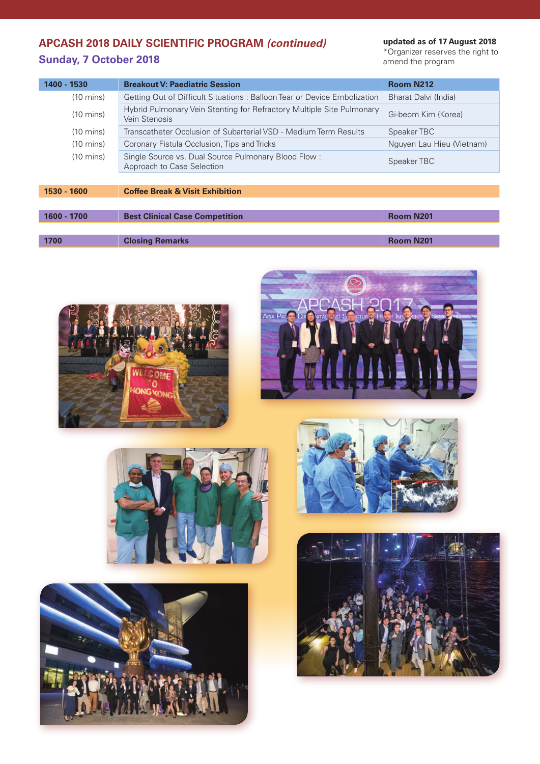## APCASH 2018 DAILY SCIENTIFIC PROGRAM *(continued)*

### Sunday, 7 October 2018

**updated as of 17 August 2018**
*Organizer reserves the right to amend the program

| 1400 - 1530 | Breakout V: Paediatric Session | Room N212 |
|---|---|---|
| (10 mins) | Getting Out of Difficult Situations : Balloon Tear or Device Embolization | Bharat Dalvi (India) |
| (10 mins) | Hybrid Pulmonary Vein Stenting for Refractory Multiple Site Pulmonary Vein Stenosis | Gi-beom Kim (Korea) |
| (10 mins) | Transcatheter Occlusion of Subarterial VSD - Medium Term Results | Speaker TBC |
| (10 mins) | Coronary Fistula Occlusion, Tips and Tricks | Nguyen Lau Hieu (Vietnam) |
| (10 mins) | Single Source vs. Dual Source Pulmonary Blood Flow : Approach to Case Selection | Speaker TBC |

| 1530 - 1600 | Coffee Break & Visit Exhibition | |
|---|---|---|

| 1600 - 1700 | Best Clinical Case Competition | Room N201 |
|---|---|---|

| 1700 | Closing Remarks | Room N201 |
|---|---|---|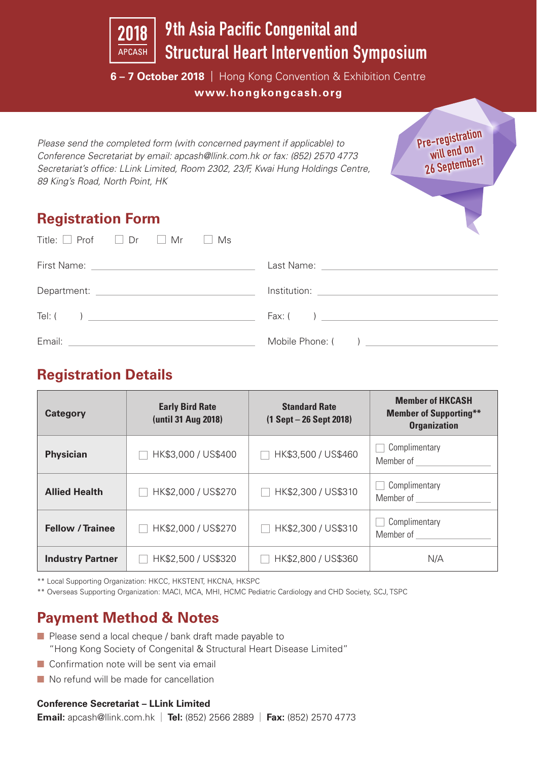2018 APCASH

# 9th Asia Pacific Congenital and Structural Heart Intervention Symposium

**6 – 7 October 2018** | Hong Kong Convention & Exhibition Centre

**www.hongkongcash.org**

*Please send the completed form (with concerned payment if applicable) to Conference Secretariat by email: apcash@llink.com.hk or fax: (852) 2570 4773*
*Secretariat's office: LLink Limited, Room 2302, 23/F, Kwai Hung Holdings Centre, 89 King's Road, North Point, HK*

Pre-registration will end on 26 September!

## Registration Form

Title: ☐ Prof ☐ Dr ☐ Mr ☐ Ms

First Name: ____________________ Last Name: ____________________

Department: ____________________ Institution: ____________________

Tel: ( ) ____________________ Fax: ( ) ____________________

Email: ____________________ Mobile Phone: ( ) ____________________

## Registration Details

| Category | Early Bird Rate (until 31 Aug 2018) | Standard Rate (1 Sept – 26 Sept 2018) | Member of HKCASH Member of Supporting** Organization |
|---|---|---|---|
| **Physician** | ☐ HK$3,000 / US$400 | ☐ HK$3,500 / US$460 | ☐ Complimentary Member of ________ |
| **Allied Health** | ☐ HK$2,000 / US$270 | ☐ HK$2,300 / US$310 | ☐ Complimentary Member of ________ |
| **Fellow / Trainee** | ☐ HK$2,000 / US$270 | ☐ HK$2,300 / US$310 | ☐ Complimentary Member of ________ |
| **Industry Partner** | ☐ HK$2,500 / US$320 | ☐ HK$2,800 / US$360 | N/A |

** Local Supporting Organization: HKCC, HKSTENT, HKCNA, HKSPC
** Overseas Supporting Organization: MACI, MCA, MHI, HCMC Pediatric Cardiology and CHD Society, SCJ, TSPC

## Payment Method & Notes

- Please send a local cheque / bank draft made payable to "Hong Kong Society of Congenital & Structural Heart Disease Limited"
- Confirmation note will be sent via email
- No refund will be made for cancellation

**Conference Secretariat – LLink Limited**
**Email:** apcash@llink.com.hk | **Tel:** (852) 2566 2889 | **Fax:** (852) 2570 4773